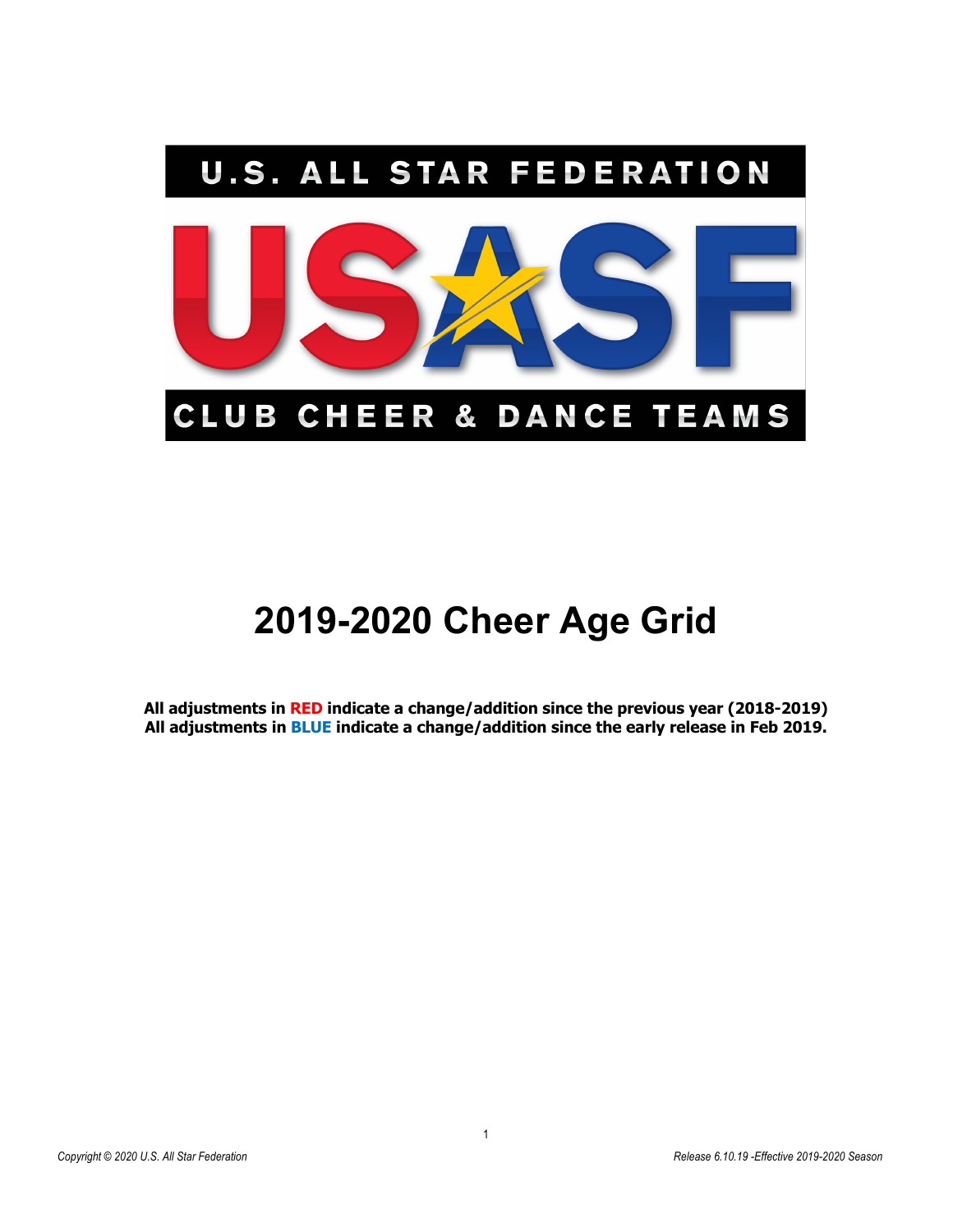U.S. ALL STAR FEDERATION

USASF

CLUB CHEER & DANCE TEAMS

# 2019-2020 Cheer Age Grid

**All adjustments in RED indicate a change/addition since the previous year (2018-2019)**
**All adjustments in BLUE indicate a change/addition since the early release in Feb 2019.**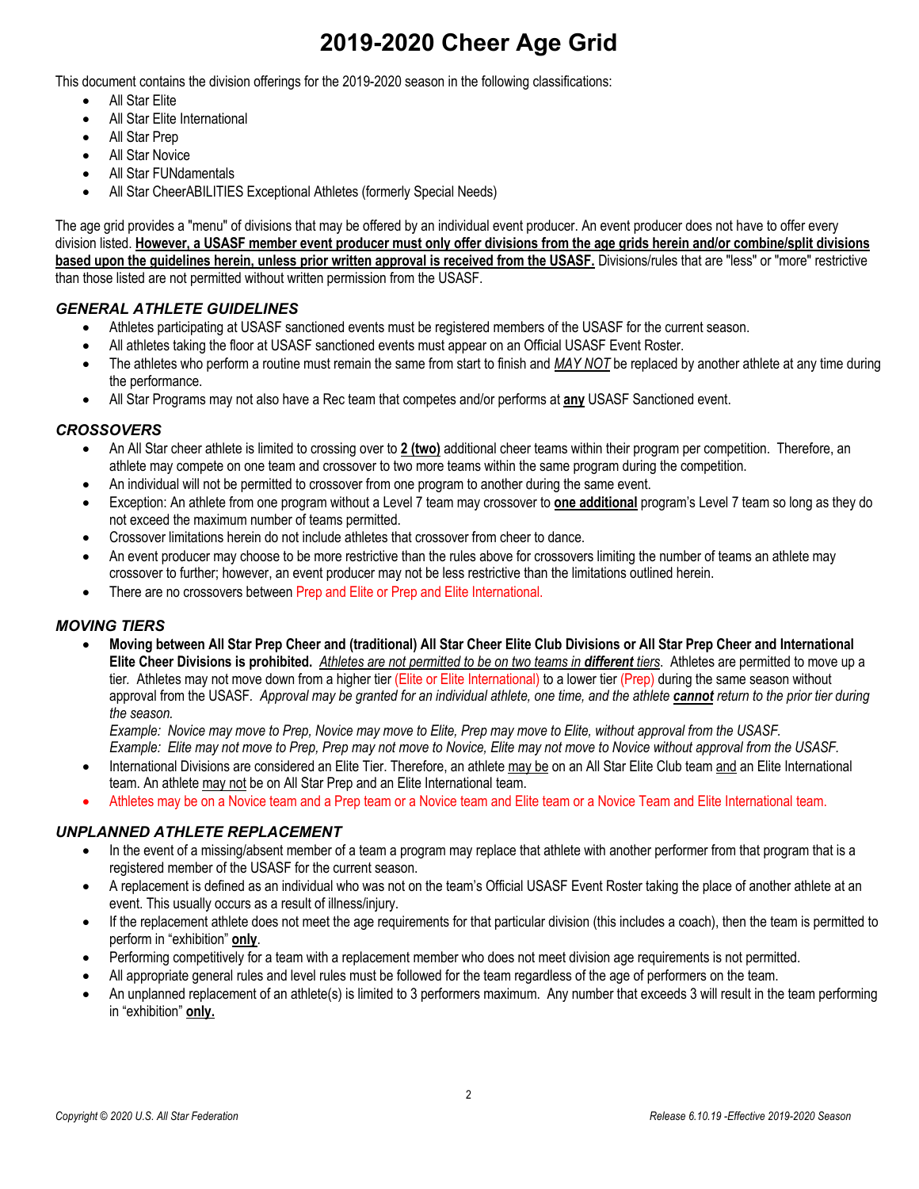# 2019-2020 Cheer Age Grid

This document contains the division offerings for the 2019-2020 season in the following classifications:

- All Star Elite
- All Star Elite International
- All Star Prep
- All Star Novice
- All Star FUNdamentals
- All Star CheerABILITIES Exceptional Athletes (formerly Special Needs)

The age grid provides a "menu" of divisions that may be offered by an individual event producer. An event producer does not have to offer every division listed. **However, a USASF member event producer must only offer divisions from the age grids herein and/or combine/split divisions based upon the guidelines herein, unless prior written approval is received from the USASF.** Divisions/rules that are "less" or "more" restrictive than those listed are not permitted without written permission from the USASF.

### *GENERAL ATHLETE GUIDELINES*

- Athletes participating at USASF sanctioned events must be registered members of the USASF for the current season.
- All athletes taking the floor at USASF sanctioned events must appear on an Official USASF Event Roster.
- The athletes who perform a routine must remain the same from start to finish and *MAY NOT* be replaced by another athlete at any time during the performance.
- All Star Programs may not also have a Rec team that competes and/or performs at **any** USASF Sanctioned event.

### *CROSSOVERS*

- An All Star cheer athlete is limited to crossing over to **2 (two)** additional cheer teams within their program per competition. Therefore, an athlete may compete on one team and crossover to two more teams within the same program during the competition.
- An individual will not be permitted to crossover from one program to another during the same event.
- Exception: An athlete from one program without a Level 7 team may crossover to **one additional** program's Level 7 team so long as they do not exceed the maximum number of teams permitted.
- Crossover limitations herein do not include athletes that crossover from cheer to dance.
- An event producer may choose to be more restrictive than the rules above for crossovers limiting the number of teams an athlete may crossover to further; however, an event producer may not be less restrictive than the limitations outlined herein.
- There are no crossovers between Prep and Elite or Prep and Elite International.

### *MOVING TIERS*

- **Moving between All Star Prep Cheer and (traditional) All Star Cheer Elite Club Divisions or All Star Prep Cheer and International Elite Cheer Divisions is prohibited.** *Athletes are not permitted to be on two teams in **different** tiers*. Athletes are permitted to move up a tier. Athletes may not move down from a higher tier (Elite or Elite International) to a lower tier (Prep) during the same season without approval from the USASF. *Approval may be granted for an individual athlete, one time, and the athlete **cannot** return to the prior tier during the season.*

  *Example: Novice may move to Prep, Novice may move to Elite, Prep may move to Elite, without approval from the USASF.*
  *Example: Elite may not move to Prep, Prep may not move to Novice, Elite may not move to Novice without approval from the USASF.*
- International Divisions are considered an Elite Tier. Therefore, an athlete may be on an All Star Elite Club team and an Elite International team. An athlete may not be on All Star Prep and an Elite International team.
- Athletes may be on a Novice team and a Prep team or a Novice team and Elite team or a Novice Team and Elite International team.

### *UNPLANNED ATHLETE REPLACEMENT*

- In the event of a missing/absent member of a team a program may replace that athlete with another performer from that program that is a registered member of the USASF for the current season.
- A replacement is defined as an individual who was not on the team's Official USASF Event Roster taking the place of another athlete at an event. This usually occurs as a result of illness/injury.
- If the replacement athlete does not meet the age requirements for that particular division (this includes a coach), then the team is permitted to perform in "exhibition" **only**.
- Performing competitively for a team with a replacement member who does not meet division age requirements is not permitted.
- All appropriate general rules and level rules must be followed for the team regardless of the age of performers on the team.
- An unplanned replacement of an athlete(s) is limited to 3 performers maximum. Any number that exceeds 3 will result in the team performing in "exhibition" **only.**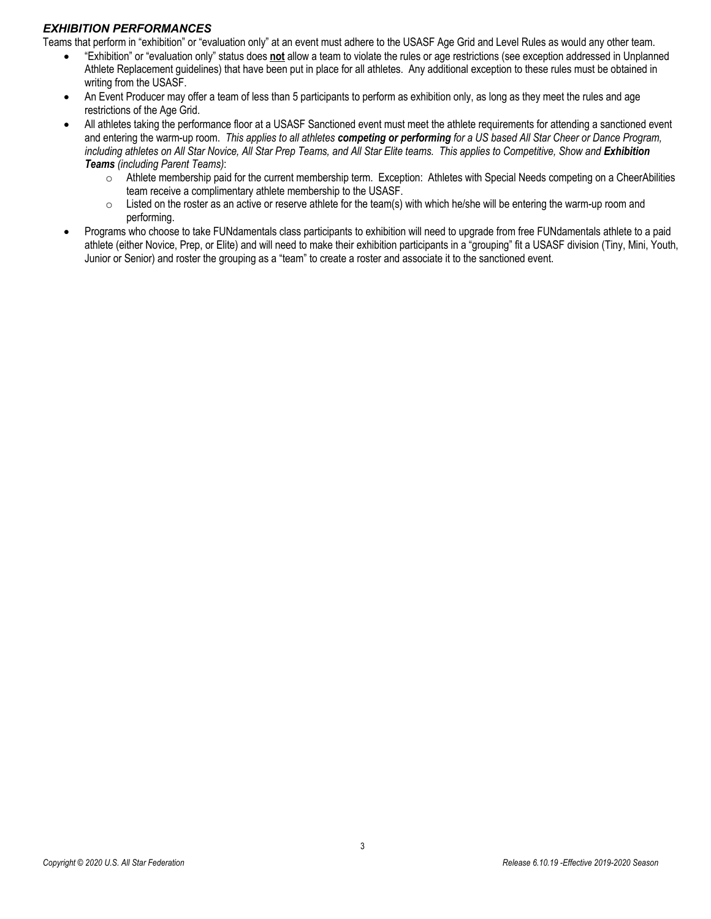### ***EXHIBITION PERFORMANCES***

Teams that perform in "exhibition" or "evaluation only" at an event must adhere to the USASF Age Grid and Level Rules as would any other team.

- "Exhibition" or "evaluation only" status does **not** allow a team to violate the rules or age restrictions (see exception addressed in Unplanned Athlete Replacement guidelines) that have been put in place for all athletes. Any additional exception to these rules must be obtained in writing from the USASF.
- An Event Producer may offer a team of less than 5 participants to perform as exhibition only, as long as they meet the rules and age restrictions of the Age Grid.
- All athletes taking the performance floor at a USASF Sanctioned event must meet the athlete requirements for attending a sanctioned event and entering the warm-up room. *This applies to all athletes **competing or performing** for a US based All Star Cheer or Dance Program, including athletes on All Star Novice, All Star Prep Teams, and All Star Elite teams. This applies to Competitive, Show and **Exhibition Teams** (including Parent Teams)*:
  - Athlete membership paid for the current membership term. Exception: Athletes with Special Needs competing on a CheerAbilities team receive a complimentary athlete membership to the USASF.
  - Listed on the roster as an active or reserve athlete for the team(s) with which he/she will be entering the warm-up room and performing.
- Programs who choose to take FUNdamentals class participants to exhibition will need to upgrade from free FUNdamentals athlete to a paid athlete (either Novice, Prep, or Elite) and will need to make their exhibition participants in a "grouping" fit a USASF division (Tiny, Mini, Youth, Junior or Senior) and roster the grouping as a "team" to create a roster and associate it to the sanctioned event.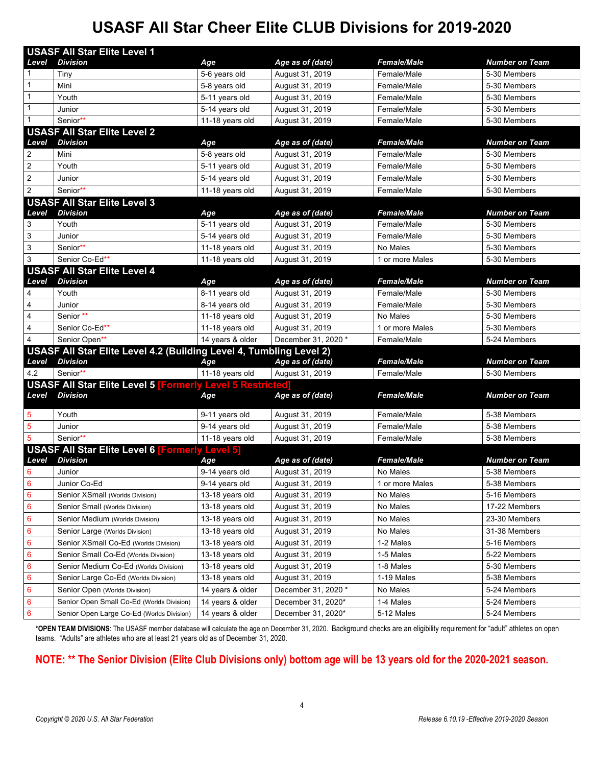# USASF All Star Cheer Elite CLUB Divisions for 2019-2020

| Level | Division | Age | Age as of (date) | Female/Male | Number on Team |
|---|---|---|---|---|---|
| **USASF All Star Elite Level 1** | | | | | |
| 1 | Tiny | 5-6 years old | August 31, 2019 | Female/Male | 5-30 Members |
| 1 | Mini | 5-8 years old | August 31, 2019 | Female/Male | 5-30 Members |
| 1 | Youth | 5-11 years old | August 31, 2019 | Female/Male | 5-30 Members |
| 1 | Junior | 5-14 years old | August 31, 2019 | Female/Male | 5-30 Members |
| 1 | Senior** | 11-18 years old | August 31, 2019 | Female/Male | 5-30 Members |
| **USASF All Star Elite Level 2** | | | | | |
| 2 | Mini | 5-8 years old | August 31, 2019 | Female/Male | 5-30 Members |
| 2 | Youth | 5-11 years old | August 31, 2019 | Female/Male | 5-30 Members |
| 2 | Junior | 5-14 years old | August 31, 2019 | Female/Male | 5-30 Members |
| 2 | Senior** | 11-18 years old | August 31, 2019 | Female/Male | 5-30 Members |
| **USASF All Star Elite Level 3** | | | | | |
| 3 | Youth | 5-11 years old | August 31, 2019 | Female/Male | 5-30 Members |
| 3 | Junior | 5-14 years old | August 31, 2019 | Female/Male | 5-30 Members |
| 3 | Senior** | 11-18 years old | August 31, 2019 | No Males | 5-30 Members |
| 3 | Senior Co-Ed** | 11-18 years old | August 31, 2019 | 1 or more Males | 5-30 Members |
| **USASF All Star Elite Level 4** | | | | | |
| 4 | Youth | 8-11 years old | August 31, 2019 | Female/Male | 5-30 Members |
| 4 | Junior | 8-14 years old | August 31, 2019 | Female/Male | 5-30 Members |
| 4 | Senior ** | 11-18 years old | August 31, 2019 | No Males | 5-30 Members |
| 4 | Senior Co-Ed** | 11-18 years old | August 31, 2019 | 1 or more Males | 5-30 Members |
| 4 | Senior Open** | 14 years & older | December 31, 2020 * | Female/Male | 5-24 Members |
| **USASF All Star Elite Level 4.2 (Building Level 4, Tumbling Level 2)** | | | | | |
| 4.2 | Senior** | 11-18 years old | August 31, 2019 | Female/Male | 5-30 Members |
| **USASF All Star Elite Level 5 [Formerly Level 5 Restricted]** | | | | | |
| 5 | Youth | 9-11 years old | August 31, 2019 | Female/Male | 5-38 Members |
| 5 | Junior | 9-14 years old | August 31, 2019 | Female/Male | 5-38 Members |
| 5 | Senior** | 11-18 years old | August 31, 2019 | Female/Male | 5-38 Members |
| **USASF All Star Elite Level 6 [Formerly Level 5]** | | | | | |
| 6 | Junior | 9-14 years old | August 31, 2019 | No Males | 5-38 Members |
| 6 | Junior Co-Ed | 9-14 years old | August 31, 2019 | 1 or more Males | 5-38 Members |
| 6 | Senior XSmall (Worlds Division) | 13-18 years old | August 31, 2019 | No Males | 5-16 Members |
| 6 | Senior Small (Worlds Division) | 13-18 years old | August 31, 2019 | No Males | 17-22 Members |
| 6 | Senior Medium (Worlds Division) | 13-18 years old | August 31, 2019 | No Males | 23-30 Members |
| 6 | Senior Large (Worlds Division) | 13-18 years old | August 31, 2019 | No Males | 31-38 Members |
| 6 | Senior XSmall Co-Ed (Worlds Division) | 13-18 years old | August 31, 2019 | 1-2 Males | 5-16 Members |
| 6 | Senior Small Co-Ed (Worlds Division) | 13-18 years old | August 31, 2019 | 1-5 Males | 5-22 Members |
| 6 | Senior Medium Co-Ed (Worlds Division) | 13-18 years old | August 31, 2019 | 1-8 Males | 5-30 Members |
| 6 | Senior Large Co-Ed (Worlds Division) | 13-18 years old | August 31, 2019 | 1-19 Males | 5-38 Members |
| 6 | Senior Open (Worlds Division) | 14 years & older | December 31, 2020 * | No Males | 5-24 Members |
| 6 | Senior Open Small Co-Ed (Worlds Division) | 14 years & older | December 31, 2020* | 1-4 Males | 5-24 Members |
| 6 | Senior Open Large Co-Ed (Worlds Division) | 14 years & older | December 31, 2020* | 5-12 Males | 5-24 Members |

***OPEN TEAM DIVISIONS**: The USASF member database will calculate the age on December 31, 2020. Background checks are an eligibility requirement for "adult" athletes on open teams. "Adults" are athletes who are at least 21 years old as of December 31, 2020.

**NOTE: ** The Senior Division (Elite Club Divisions only) bottom age will be 13 years old for the 2020-2021 season.**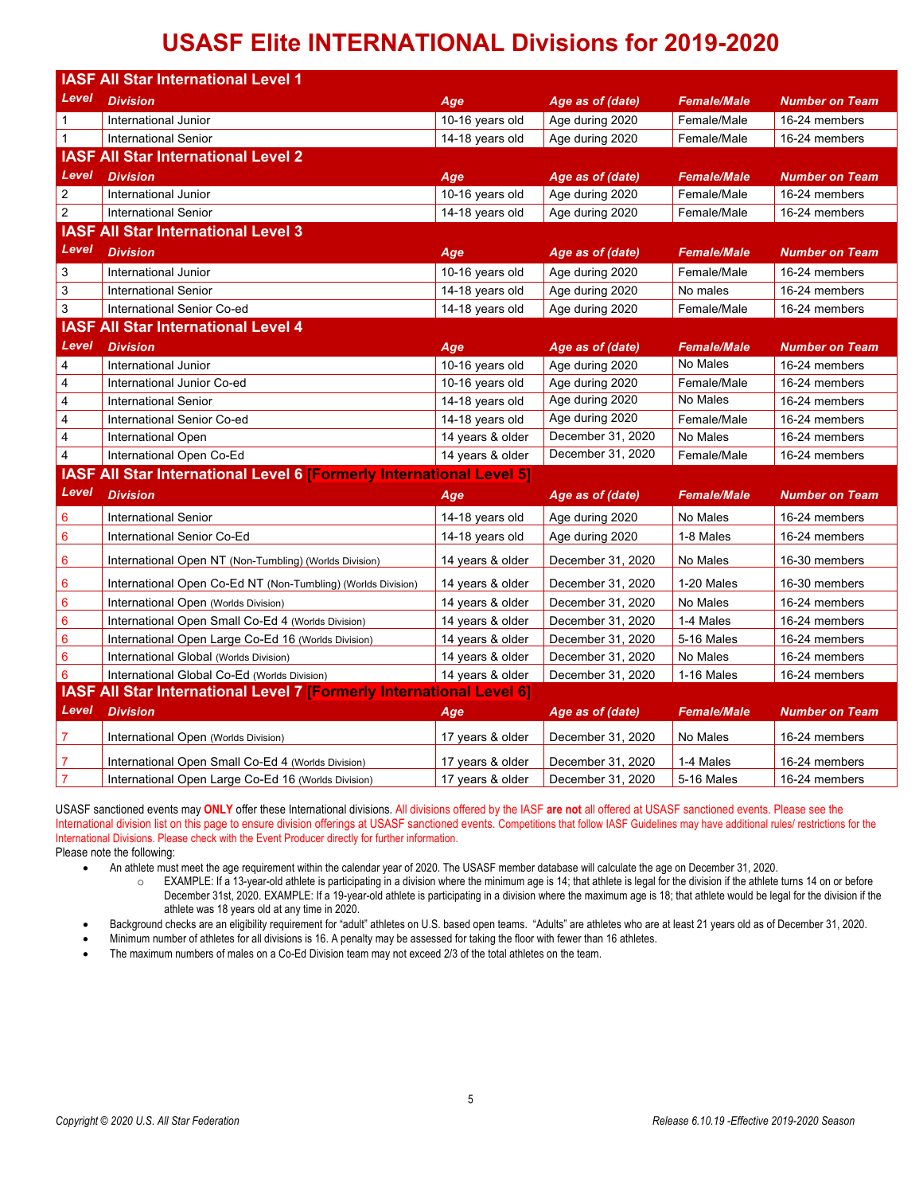# USASF Elite INTERNATIONAL Divisions for 2019-2020

## IASF All Star International Level 1

| Level | Division | Age | Age as of (date) | Female/Male | Number on Team |
|---|---|---|---|---|---|
| 1 | International Junior | 10-16 years old | Age during 2020 | Female/Male | 16-24 members |
| 1 | International Senior | 14-18 years old | Age during 2020 | Female/Male | 16-24 members |

## IASF All Star International Level 2

| Level | Division | Age | Age as of (date) | Female/Male | Number on Team |
|---|---|---|---|---|---|
| 2 | International Junior | 10-16 years old | Age during 2020 | Female/Male | 16-24 members |
| 2 | International Senior | 14-18 years old | Age during 2020 | Female/Male | 16-24 members |

## IASF All Star International Level 3

| Level | Division | Age | Age as of (date) | Female/Male | Number on Team |
|---|---|---|---|---|---|
| 3 | International Junior | 10-16 years old | Age during 2020 | Female/Male | 16-24 members |
| 3 | International Senior | 14-18 years old | Age during 2020 | No males | 16-24 members |
| 3 | International Senior Co-ed | 14-18 years old | Age during 2020 | Female/Male | 16-24 members |

## IASF All Star International Level 4

| Level | Division | Age | Age as of (date) | Female/Male | Number on Team |
|---|---|---|---|---|---|
| 4 | International Junior | 10-16 years old | Age during 2020 | No Males | 16-24 members |
| 4 | International Junior Co-ed | 10-16 years old | Age during 2020 | Female/Male | 16-24 members |
| 4 | International Senior | 14-18 years old | Age during 2020 | No Males | 16-24 members |
| 4 | International Senior Co-ed | 14-18 years old | Age during 2020 | Female/Male | 16-24 members |
| 4 | International Open | 14 years & older | December 31, 2020 | No Males | 16-24 members |
| 4 | International Open Co-Ed | 14 years & older | December 31, 2020 | Female/Male | 16-24 members |

## IASF All Star International Level 6 [Formerly International Level 5]

| Level | Division | Age | Age as of (date) | Female/Male | Number on Team |
|---|---|---|---|---|---|
| 6 | International Senior | 14-18 years old | Age during 2020 | No Males | 16-24 members |
| 6 | International Senior Co-Ed | 14-18 years old | Age during 2020 | 1-8 Males | 16-24 members |
| 6 | International Open NT (Non-Tumbling) (Worlds Division) | 14 years & older | December 31, 2020 | No Males | 16-30 members |
| 6 | International Open Co-Ed NT (Non-Tumbling) (Worlds Division) | 14 years & older | December 31, 2020 | 1-20 Males | 16-30 members |
| 6 | International Open (Worlds Division) | 14 years & older | December 31, 2020 | No Males | 16-24 members |
| 6 | International Open Small Co-Ed 4 (Worlds Division) | 14 years & older | December 31, 2020 | 1-4 Males | 16-24 members |
| 6 | International Open Large Co-Ed 16 (Worlds Division) | 14 years & older | December 31, 2020 | 5-16 Males | 16-24 members |
| 6 | International Global (Worlds Division) | 14 years & older | December 31, 2020 | No Males | 16-24 members |
| 6 | International Global Co-Ed (Worlds Division) | 14 years & older | December 31, 2020 | 1-16 Males | 16-24 members |

## IASF All Star International Level 7 [Formerly International Level 6]

| Level | Division | Age | Age as of (date) | Female/Male | Number on Team |
|---|---|---|---|---|---|
| 7 | International Open (Worlds Division) | 17 years & older | December 31, 2020 | No Males | 16-24 members |
| 7 | International Open Small Co-Ed 4 (Worlds Division) | 17 years & older | December 31, 2020 | 1-4 Males | 16-24 members |
| 7 | International Open Large Co-Ed 16 (Worlds Division) | 17 years & older | December 31, 2020 | 5-16 Males | 16-24 members |

USASF sanctioned events may **ONLY** offer these International divisions. All divisions offered by the IASF **are not** all offered at USASF sanctioned events. Please see the International division list on this page to ensure division offerings at USASF sanctioned events. Competitions that follow IASF Guidelines may have additional rules/ restrictions for the International Divisions. Please check with the Event Producer directly for further information.

Please note the following:

- An athlete must meet the age requirement within the calendar year of 2020. The USASF member database will calculate the age on December 31, 2020.
  - EXAMPLE: If a 13-year-old athlete is participating in a division where the minimum age is 14; that athlete is legal for the division if the athlete turns 14 on or before December 31st, 2020. EXAMPLE: If a 19-year-old athlete is participating in a division where the maximum age is 18; that athlete would be legal for the division if the athlete was 18 years old at any time in 2020.
- Background checks are an eligibility requirement for "adult" athletes on U.S. based open teams. "Adults" are athletes who are at least 21 years old as of December 31, 2020.
- Minimum number of athletes for all divisions is 16. A penalty may be assessed for taking the floor with fewer than 16 athletes.
- The maximum numbers of males on a Co-Ed Division team may not exceed 2/3 of the total athletes on the team.

Copyright © 2020 U.S. All Star Federation

Release 6.10.19 -Effective 2019-2020 Season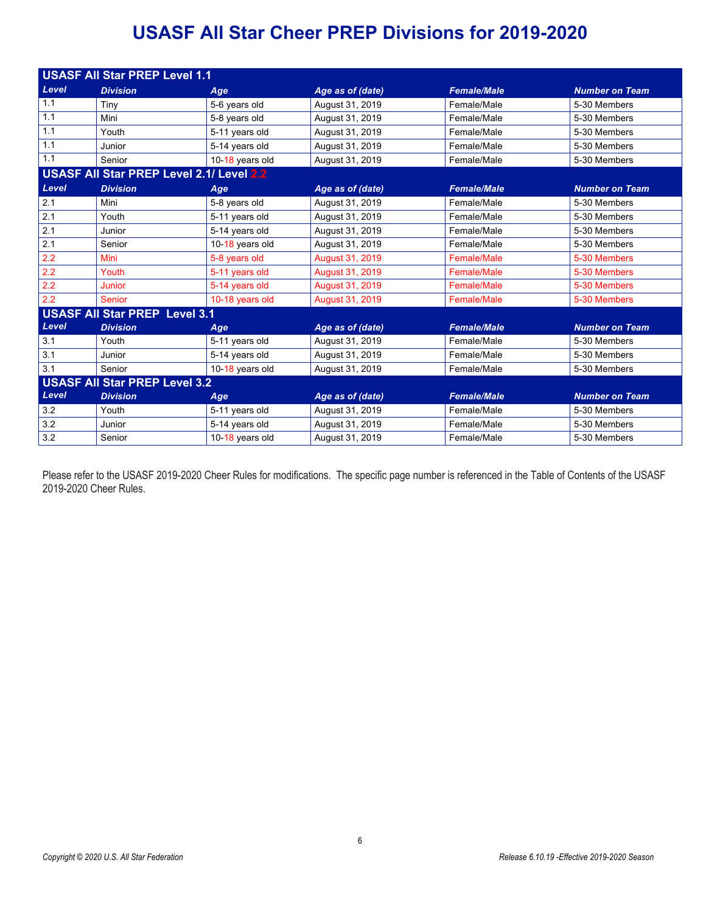# USASF All Star Cheer PREP Divisions for 2019-2020

| USASF All Star PREP Level 1.1 | | | | | |
|---|---|---|---|---|---|
| ***Level*** | ***Division*** | ***Age*** | ***Age as of (date)*** | ***Female/Male*** | ***Number on Team*** |
| 1.1 | Tiny | 5-6 years old | August 31, 2019 | Female/Male | 5-30 Members |
| 1.1 | Mini | 5-8 years old | August 31, 2019 | Female/Male | 5-30 Members |
| 1.1 | Youth | 5-11 years old | August 31, 2019 | Female/Male | 5-30 Members |
| 1.1 | Junior | 5-14 years old | August 31, 2019 | Female/Male | 5-30 Members |
| 1.1 | Senior | 10-18 years old | August 31, 2019 | Female/Male | 5-30 Members |
| **USASF All Star PREP Level 2.1/ Level 2.2** | | | | | |
| ***Level*** | ***Division*** | ***Age*** | ***Age as of (date)*** | ***Female/Male*** | ***Number on Team*** |
| 2.1 | Mini | 5-8 years old | August 31, 2019 | Female/Male | 5-30 Members |
| 2.1 | Youth | 5-11 years old | August 31, 2019 | Female/Male | 5-30 Members |
| 2.1 | Junior | 5-14 years old | August 31, 2019 | Female/Male | 5-30 Members |
| 2.1 | Senior | 10-18 years old | August 31, 2019 | Female/Male | 5-30 Members |
| 2.2 | Mini | 5-8 years old | August 31, 2019 | Female/Male | 5-30 Members |
| 2.2 | Youth | 5-11 years old | August 31, 2019 | Female/Male | 5-30 Members |
| 2.2 | Junior | 5-14 years old | August 31, 2019 | Female/Male | 5-30 Members |
| 2.2 | Senior | 10-18 years old | August 31, 2019 | Female/Male | 5-30 Members |
| **USASF All Star PREP Level 3.1** | | | | | |
| ***Level*** | ***Division*** | ***Age*** | ***Age as of (date)*** | ***Female/Male*** | ***Number on Team*** |
| 3.1 | Youth | 5-11 years old | August 31, 2019 | Female/Male | 5-30 Members |
| 3.1 | Junior | 5-14 years old | August 31, 2019 | Female/Male | 5-30 Members |
| 3.1 | Senior | 10-18 years old | August 31, 2019 | Female/Male | 5-30 Members |
| **USASF All Star PREP Level 3.2** | | | | | |
| ***Level*** | ***Division*** | ***Age*** | ***Age as of (date)*** | ***Female/Male*** | ***Number on Team*** |
| 3.2 | Youth | 5-11 years old | August 31, 2019 | Female/Male | 5-30 Members |
| 3.2 | Junior | 5-14 years old | August 31, 2019 | Female/Male | 5-30 Members |
| 3.2 | Senior | 10-18 years old | August 31, 2019 | Female/Male | 5-30 Members |

Please refer to the USASF 2019-2020 Cheer Rules for modifications. The specific page number is referenced in the Table of Contents of the USASF 2019-2020 Cheer Rules.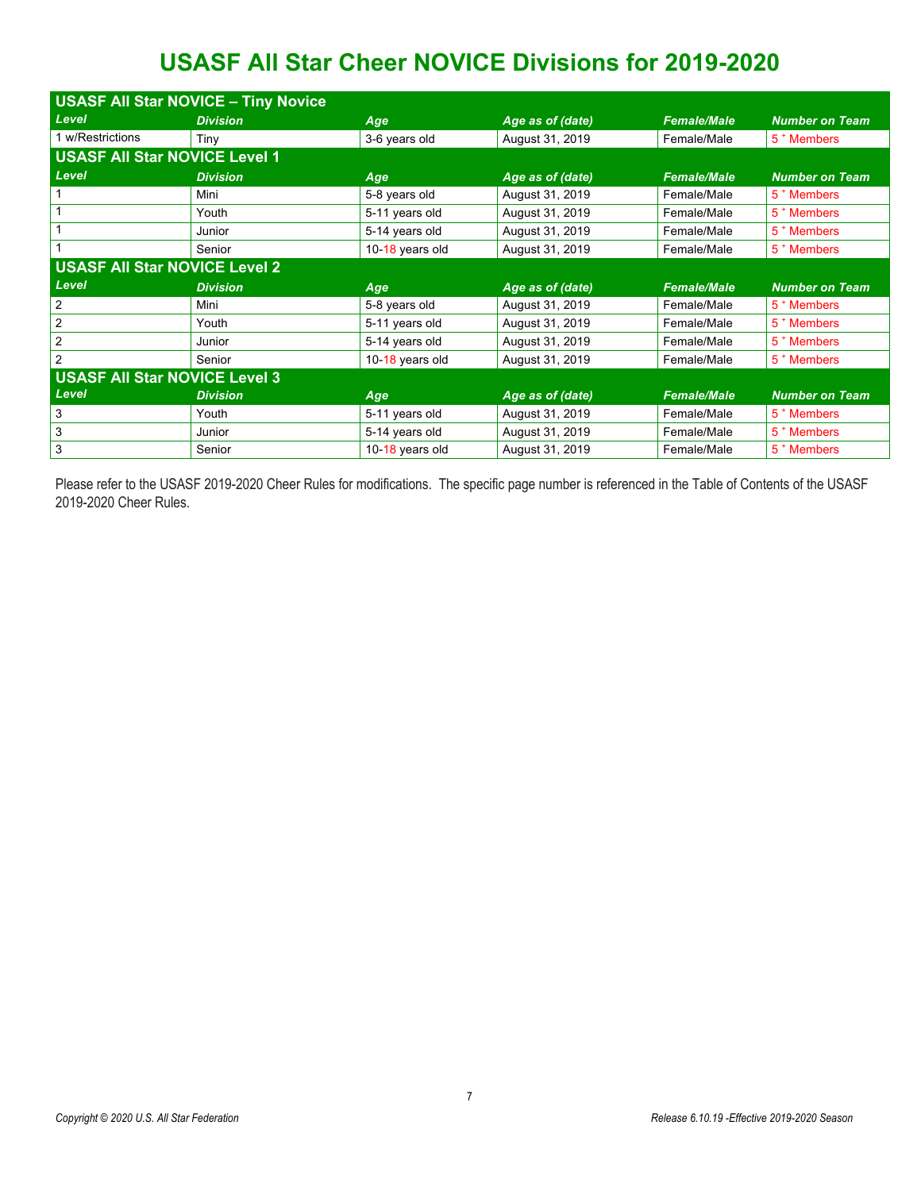# USASF All Star Cheer NOVICE Divisions for 2019-2020

| **USASF All Star NOVICE – Tiny Novice** | | | | | |
|---|---|---|---|---|---|
| ***Level*** | ***Division*** | ***Age*** | ***Age as of (date)*** | ***Female/Male*** | ***Number on Team*** |
| 1 w/Restrictions | Tiny | 3-6 years old | August 31, 2019 | Female/Male | 5 + Members |
| **USASF All Star NOVICE Level 1** | | | | | |
| ***Level*** | ***Division*** | ***Age*** | ***Age as of (date)*** | ***Female/Male*** | ***Number on Team*** |
| 1 | Mini | 5-8 years old | August 31, 2019 | Female/Male | 5 + Members |
| 1 | Youth | 5-11 years old | August 31, 2019 | Female/Male | 5 + Members |
| 1 | Junior | 5-14 years old | August 31, 2019 | Female/Male | 5 + Members |
| 1 | Senior | 10-18 years old | August 31, 2019 | Female/Male | 5 + Members |
| **USASF All Star NOVICE Level 2** | | | | | |
| ***Level*** | ***Division*** | ***Age*** | ***Age as of (date)*** | ***Female/Male*** | ***Number on Team*** |
| 2 | Mini | 5-8 years old | August 31, 2019 | Female/Male | 5 + Members |
| 2 | Youth | 5-11 years old | August 31, 2019 | Female/Male | 5 + Members |
| 2 | Junior | 5-14 years old | August 31, 2019 | Female/Male | 5 + Members |
| 2 | Senior | 10-18 years old | August 31, 2019 | Female/Male | 5 + Members |
| **USASF All Star NOVICE Level 3** | | | | | |
| ***Level*** | ***Division*** | ***Age*** | ***Age as of (date)*** | ***Female/Male*** | ***Number on Team*** |
| 3 | Youth | 5-11 years old | August 31, 2019 | Female/Male | 5 + Members |
| 3 | Junior | 5-14 years old | August 31, 2019 | Female/Male | 5 + Members |
| 3 | Senior | 10-18 years old | August 31, 2019 | Female/Male | 5 + Members |

Please refer to the USASF 2019-2020 Cheer Rules for modifications. The specific page number is referenced in the Table of Contents of the USASF 2019-2020 Cheer Rules.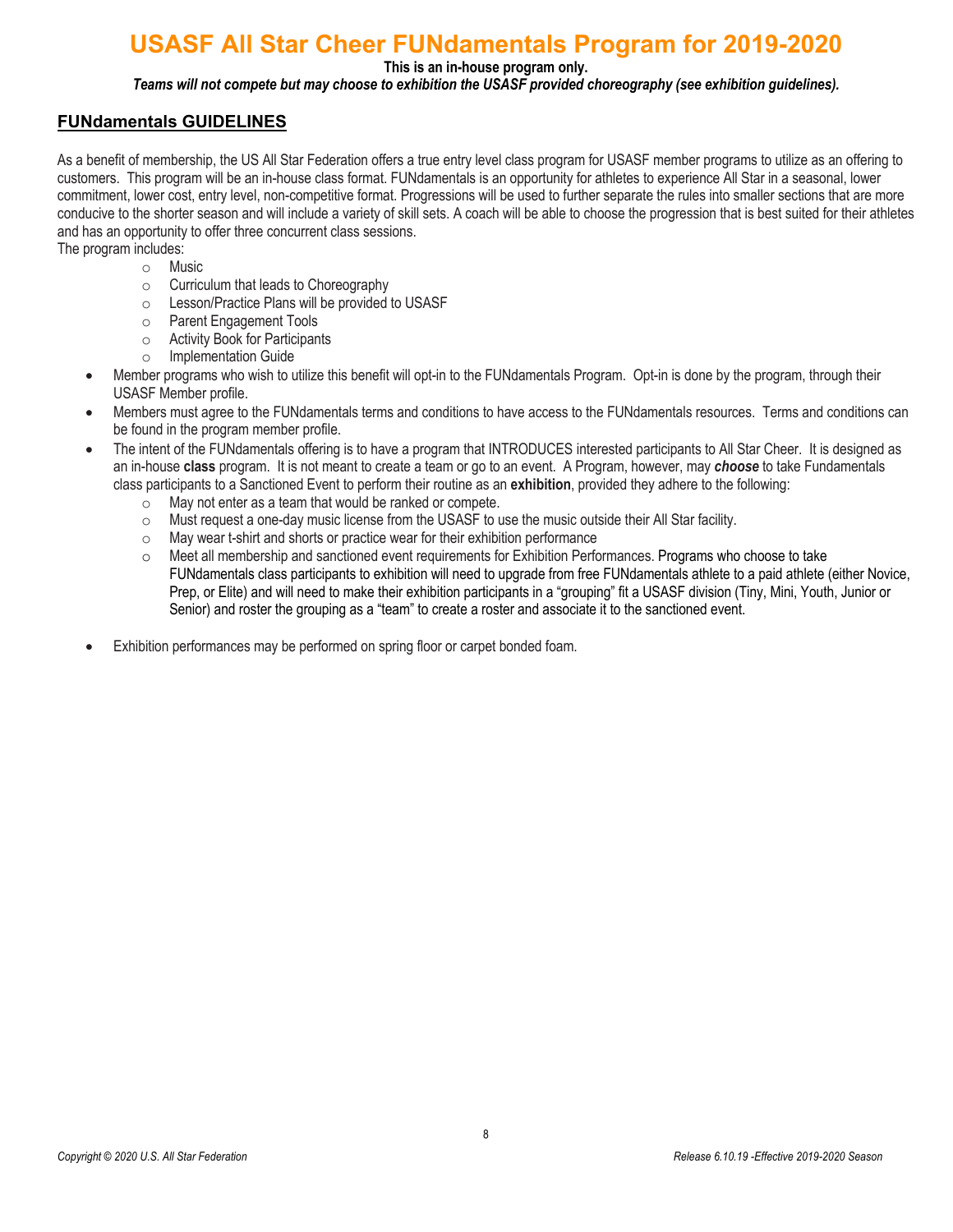# USASF All Star Cheer FUNdamentals Program for 2019-2020

**This is an in-house program only.**

***Teams will not compete but may choose to exhibition the USASF provided choreography (see exhibition guidelines).***

## FUNdamentals GUIDELINES

As a benefit of membership, the US All Star Federation offers a true entry level class program for USASF member programs to utilize as an offering to customers. This program will be an in-house class format. FUNdamentals is an opportunity for athletes to experience All Star in a seasonal, lower commitment, lower cost, entry level, non-competitive format. Progressions will be used to further separate the rules into smaller sections that are more conducive to the shorter season and will include a variety of skill sets. A coach will be able to choose the progression that is best suited for their athletes and has an opportunity to offer three concurrent class sessions.

The program includes:

- Music
- Curriculum that leads to Choreography
- Lesson/Practice Plans will be provided to USASF
- Parent Engagement Tools
- Activity Book for Participants
- Implementation Guide

- Member programs who wish to utilize this benefit will opt-in to the FUNdamentals Program. Opt-in is done by the program, through their USASF Member profile.
- Members must agree to the FUNdamentals terms and conditions to have access to the FUNdamentals resources. Terms and conditions can be found in the program member profile.
- The intent of the FUNdamentals offering is to have a program that INTRODUCES interested participants to All Star Cheer. It is designed as an in-house **class** program. It is not meant to create a team or go to an event. A Program, however, may ***choose*** to take Fundamentals class participants to a Sanctioned Event to perform their routine as an **exhibition**, provided they adhere to the following:
  - May not enter as a team that would be ranked or compete.
  - Must request a one-day music license from the USASF to use the music outside their All Star facility.
  - May wear t-shirt and shorts or practice wear for their exhibition performance
  - Meet all membership and sanctioned event requirements for Exhibition Performances. Programs who choose to take FUNdamentals class participants to exhibition will need to upgrade from free FUNdamentals athlete to a paid athlete (either Novice, Prep, or Elite) and will need to make their exhibition participants in a "grouping" fit a USASF division (Tiny, Mini, Youth, Junior or Senior) and roster the grouping as a "team" to create a roster and associate it to the sanctioned event.
- Exhibition performances may be performed on spring floor or carpet bonded foam.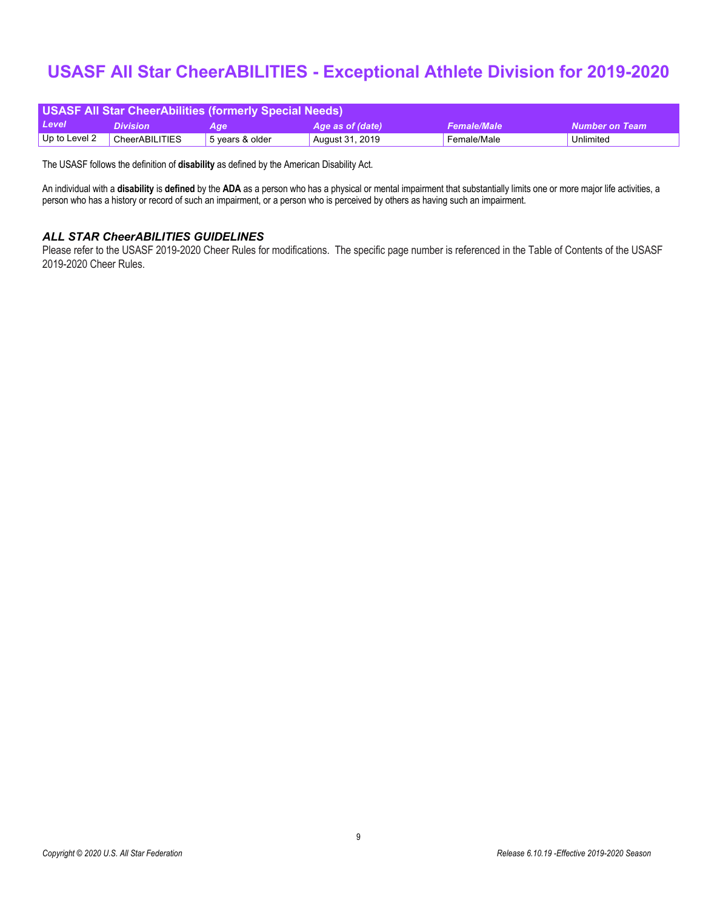# USASF All Star CheerABILITIES - Exceptional Athlete Division for 2019-2020

| USASF All Star CheerAbilities (formerly Special Needs) | | | | | |
|---|---|---|---|---|---|
| *Level* | *Division* | *Age* | *Age as of (date)* | *Female/Male* | *Number on Team* |
| Up to Level 2 | CheerABILITIES | 5 years & older | August 31, 2019 | Female/Male | Unlimited |

The USASF follows the definition of **disability** as defined by the American Disability Act.

An individual with a **disability** is **defined** by the **ADA** as a person who has a physical or mental impairment that substantially limits one or more major life activities, a person who has a history or record of such an impairment, or a person who is perceived by others as having such an impairment.

### *ALL STAR CheerABILITIES GUIDELINES*

Please refer to the USASF 2019-2020 Cheer Rules for modifications. The specific page number is referenced in the Table of Contents of the USASF 2019-2020 Cheer Rules.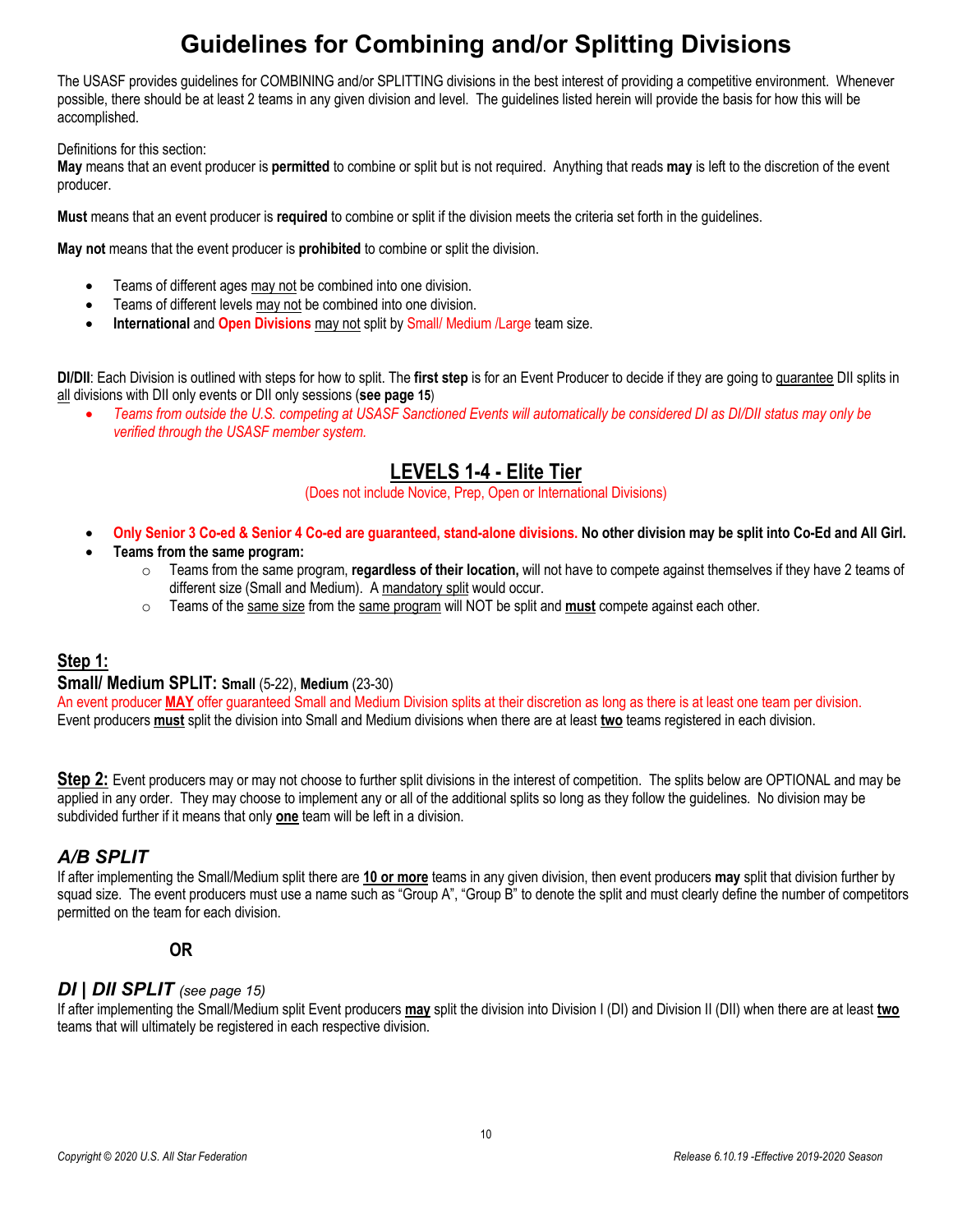# Guidelines for Combining and/or Splitting Divisions

The USASF provides guidelines for COMBINING and/or SPLITTING divisions in the best interest of providing a competitive environment. Whenever possible, there should be at least 2 teams in any given division and level. The guidelines listed herein will provide the basis for how this will be accomplished.

Definitions for this section:
**May** means that an event producer is **permitted** to combine or split but is not required. Anything that reads **may** is left to the discretion of the event producer.

**Must** means that an event producer is **required** to combine or split if the division meets the criteria set forth in the guidelines.

**May not** means that the event producer is **prohibited** to combine or split the division.

- Teams of different ages may not be combined into one division.
- Teams of different levels may not be combined into one division.
- **International** and **Open Divisions** may not split by Small/ Medium /Large team size.

**DI/DII**: Each Division is outlined with steps for how to split. The **first step** is for an Event Producer to decide if they are going to guarantee DII splits in all divisions with DII only events or DII only sessions (**see page 15**)

- *Teams from outside the U.S. competing at USASF Sanctioned Events will automatically be considered DI as DI/DII status may only be verified through the USASF member system.*

## LEVELS 1-4 - Elite Tier

(Does not include Novice, Prep, Open or International Divisions)

- **Only Senior 3 Co-ed & Senior 4 Co-ed are guaranteed, stand-alone divisions. No other division may be split into Co-Ed and All Girl.**
- **Teams from the same program:**
  - Teams from the same program, **regardless of their location,** will not have to compete against themselves if they have 2 teams of different size (Small and Medium). A mandatory split would occur.
  - Teams of the same size from the same program will NOT be split and **must** compete against each other.

### Step 1:

### Small/ Medium SPLIT: Small (5-22), Medium (23-30)

An event producer **MAY** offer guaranteed Small and Medium Division splits at their discretion as long as there is at least one team per division.
Event producers **must** split the division into Small and Medium divisions when there are at least **two** teams registered in each division.

**Step 2:** Event producers may or may not choose to further split divisions in the interest of competition. The splits below are OPTIONAL and may be applied in any order. They may choose to implement any or all of the additional splits so long as they follow the guidelines. No division may be subdivided further if it means that only **one** team will be left in a division.

### *A/B SPLIT*

If after implementing the Small/Medium split there are **10 or more** teams in any given division, then event producers **may** split that division further by squad size. The event producers must use a name such as "Group A", "Group B" to denote the split and must clearly define the number of competitors permitted on the team for each division.

**OR**

### *DI | DII SPLIT* *(see page 15)*

If after implementing the Small/Medium split Event producers **may** split the division into Division I (DI) and Division II (DII) when there are at least **two** teams that will ultimately be registered in each respective division.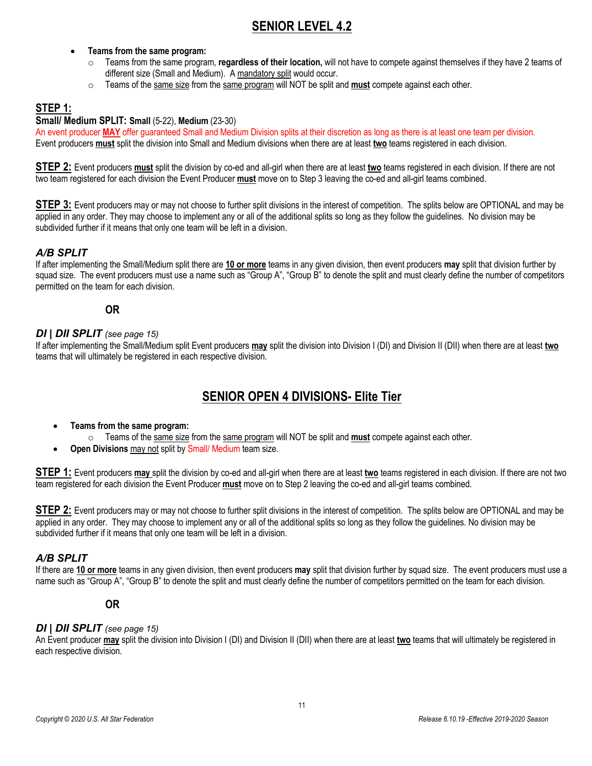## SENIOR LEVEL 4.2

- **Teams from the same program:**
  - Teams from the same program, **regardless of their location,** will not have to compete against themselves if they have 2 teams of different size (Small and Medium). A mandatory split would occur.
  - Teams of the same size from the same program will NOT be split and **must** compete against each other.

### STEP 1:

**Small/ Medium SPLIT: Small** (5-22), **Medium** (23-30)

An event producer **MAY** offer guaranteed Small and Medium Division splits at their discretion as long as there is at least one team per division.

Event producers **must** split the division into Small and Medium divisions when there are at least **two** teams registered in each division.

**STEP 2:** Event producers **must** split the division by co-ed and all-girl when there are at least **two** teams registered in each division. If there are not two team registered for each division the Event Producer **must** move on to Step 3 leaving the co-ed and all-girl teams combined.

**STEP 3:** Event producers may or may not choose to further split divisions in the interest of competition. The splits below are OPTIONAL and may be applied in any order. They may choose to implement any or all of the additional splits so long as they follow the guidelines. No division may be subdivided further if it means that only one team will be left in a division.

### *A/B SPLIT*

If after implementing the Small/Medium split there are **10 or more** teams in any given division, then event producers **may** split that division further by squad size. The event producers must use a name such as "Group A", "Group B" to denote the split and must clearly define the number of competitors permitted on the team for each division.

**OR**

### *DI | DII SPLIT* *(see page 15)*

If after implementing the Small/Medium split Event producers **may** split the division into Division I (DI) and Division II (DII) when there are at least **two** teams that will ultimately be registered in each respective division.

## SENIOR OPEN 4 DIVISIONS- Elite Tier

- **Teams from the same program:**
  - Teams of the same size from the same program will NOT be split and **must** compete against each other.
- **Open Divisions** may not split by Small/ Medium team size.

**STEP 1:** Event producers **may** split the division by co-ed and all-girl when there are at least **two** teams registered in each division. If there are not two team registered for each division the Event Producer **must** move on to Step 2 leaving the co-ed and all-girl teams combined.

**STEP 2:** Event producers may or may not choose to further split divisions in the interest of competition. The splits below are OPTIONAL and may be applied in any order. They may choose to implement any or all of the additional splits so long as they follow the guidelines. No division may be subdivided further if it means that only one team will be left in a division.

### *A/B SPLIT*

If there are **10 or more** teams in any given division, then event producers **may** split that division further by squad size. The event producers must use a name such as "Group A", "Group B" to denote the split and must clearly define the number of competitors permitted on the team for each division.

**OR**

### *DI | DII SPLIT* *(see page 15)*

An Event producer **may** split the division into Division I (DI) and Division II (DII) when there are at least **two** teams that will ultimately be registered in each respective division.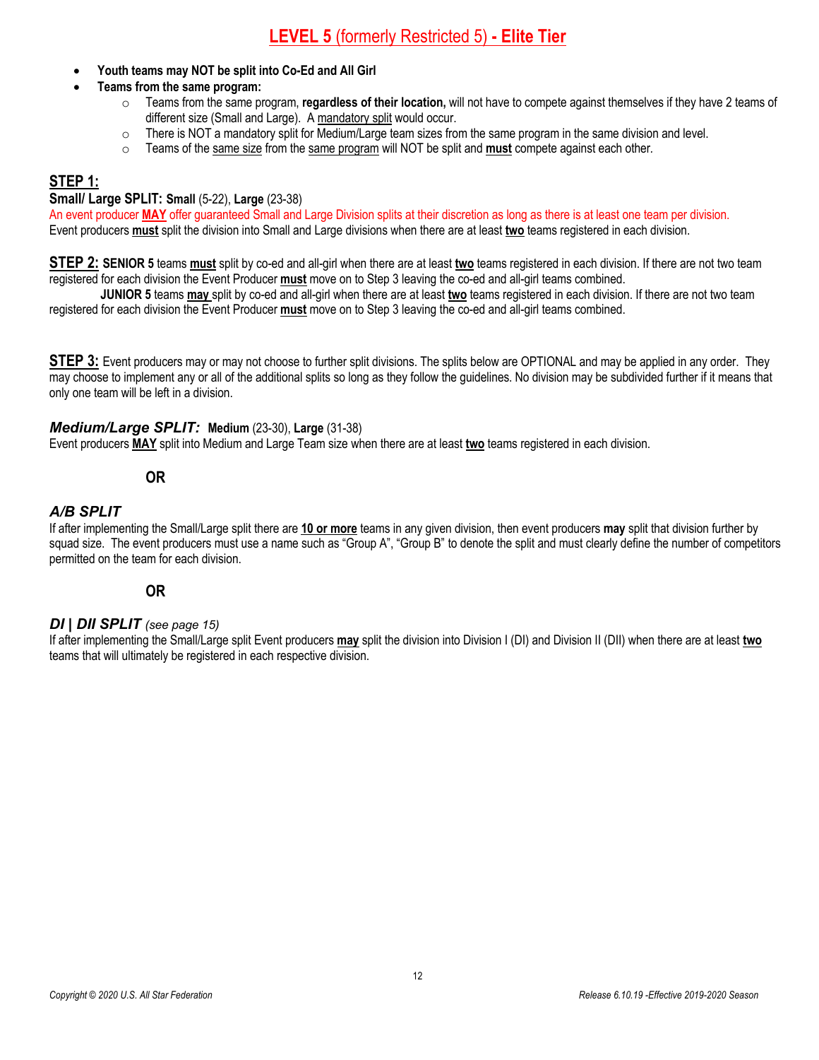# LEVEL 5 (formerly Restricted 5) - Elite Tier

- **Youth teams may NOT be split into Co-Ed and All Girl**
- **Teams from the same program:**
    - Teams from the same program, **regardless of their location,** will not have to compete against themselves if they have 2 teams of different size (Small and Large). A mandatory split would occur.
    - There is NOT a mandatory split for Medium/Large team sizes from the same program in the same division and level.
    - Teams of the same size from the same program will NOT be split and **must** compete against each other.

## STEP 1:

**Small/ Large SPLIT: Small** (5-22), **Large** (23-38)

An event producer **MAY** offer guaranteed Small and Large Division splits at their discretion as long as there is at least one team per division.

Event producers **must** split the division into Small and Large divisions when there are at least **two** teams registered in each division.

**STEP 2:** **SENIOR 5** teams **must** split by co-ed and all-girl when there are at least **two** teams registered in each division. If there are not two team registered for each division the Event Producer **must** move on to Step 3 leaving the co-ed and all-girl teams combined.

**JUNIOR 5** teams **may** split by co-ed and all-girl when there are at least **two** teams registered in each division. If there are not two team registered for each division the Event Producer **must** move on to Step 3 leaving the co-ed and all-girl teams combined.

**STEP 3:** Event producers may or may not choose to further split divisions. The splits below are OPTIONAL and may be applied in any order. They may choose to implement any or all of the additional splits so long as they follow the guidelines. No division may be subdivided further if it means that only one team will be left in a division.

### *Medium/Large SPLIT:* **Medium** (23-30), **Large** (31-38)

Event producers **MAY** split into Medium and Large Team size when there are at least **two** teams registered in each division.

**OR**

### *A/B SPLIT*

If after implementing the Small/Large split there are **10 or more** teams in any given division, then event producers **may** split that division further by squad size. The event producers must use a name such as "Group A", "Group B" to denote the split and must clearly define the number of competitors permitted on the team for each division.

**OR**

### *DI | DII SPLIT* *(see page 15)*

If after implementing the Small/Large split Event producers **may** split the division into Division I (DI) and Division II (DII) when there are at least **two** teams that will ultimately be registered in each respective division.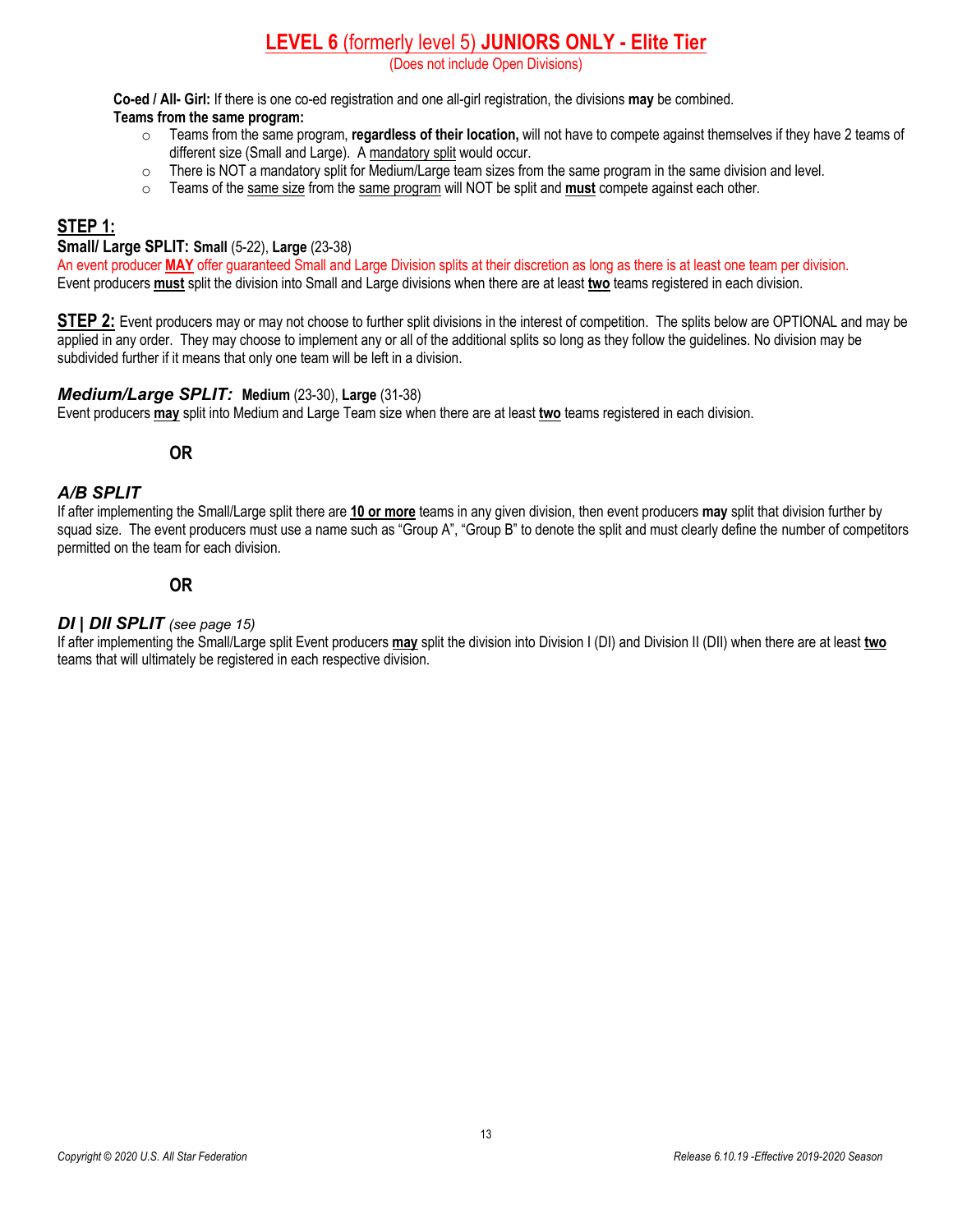# LEVEL 6 (formerly level 5) JUNIORS ONLY - Elite Tier

(Does not include Open Divisions)

**Co-ed / All- Girl:** If there is one co-ed registration and one all-girl registration, the divisions **may** be combined.

**Teams from the same program:**

- Teams from the same program, **regardless of their location,** will not have to compete against themselves if they have 2 teams of different size (Small and Large). A mandatory split would occur.
- There is NOT a mandatory split for Medium/Large team sizes from the same program in the same division and level.
- Teams of the same size from the same program will NOT be split and **must** compete against each other.

## STEP 1:

**Small/ Large SPLIT: Small** (5-22), **Large** (23-38)

An event producer **MAY** offer guaranteed Small and Large Division splits at their discretion as long as there is at least one team per division.

Event producers **must** split the division into Small and Large divisions when there are at least **two** teams registered in each division.

**STEP 2:** Event producers may or may not choose to further split divisions in the interest of competition. The splits below are OPTIONAL and may be applied in any order. They may choose to implement any or all of the additional splits so long as they follow the guidelines. No division may be subdivided further if it means that only one team will be left in a division.

### *Medium/Large SPLIT:* Medium (23-30), Large (31-38)

Event producers **may** split into Medium and Large Team size when there are at least **two** teams registered in each division.

**OR**

### *A/B SPLIT*

If after implementing the Small/Large split there are **10 or more** teams in any given division, then event producers **may** split that division further by squad size. The event producers must use a name such as "Group A", "Group B" to denote the split and must clearly define the number of competitors permitted on the team for each division.

**OR**

### *DI | DII SPLIT (see page 15)*

If after implementing the Small/Large split Event producers **may** split the division into Division I (DI) and Division II (DII) when there are at least **two** teams that will ultimately be registered in each respective division.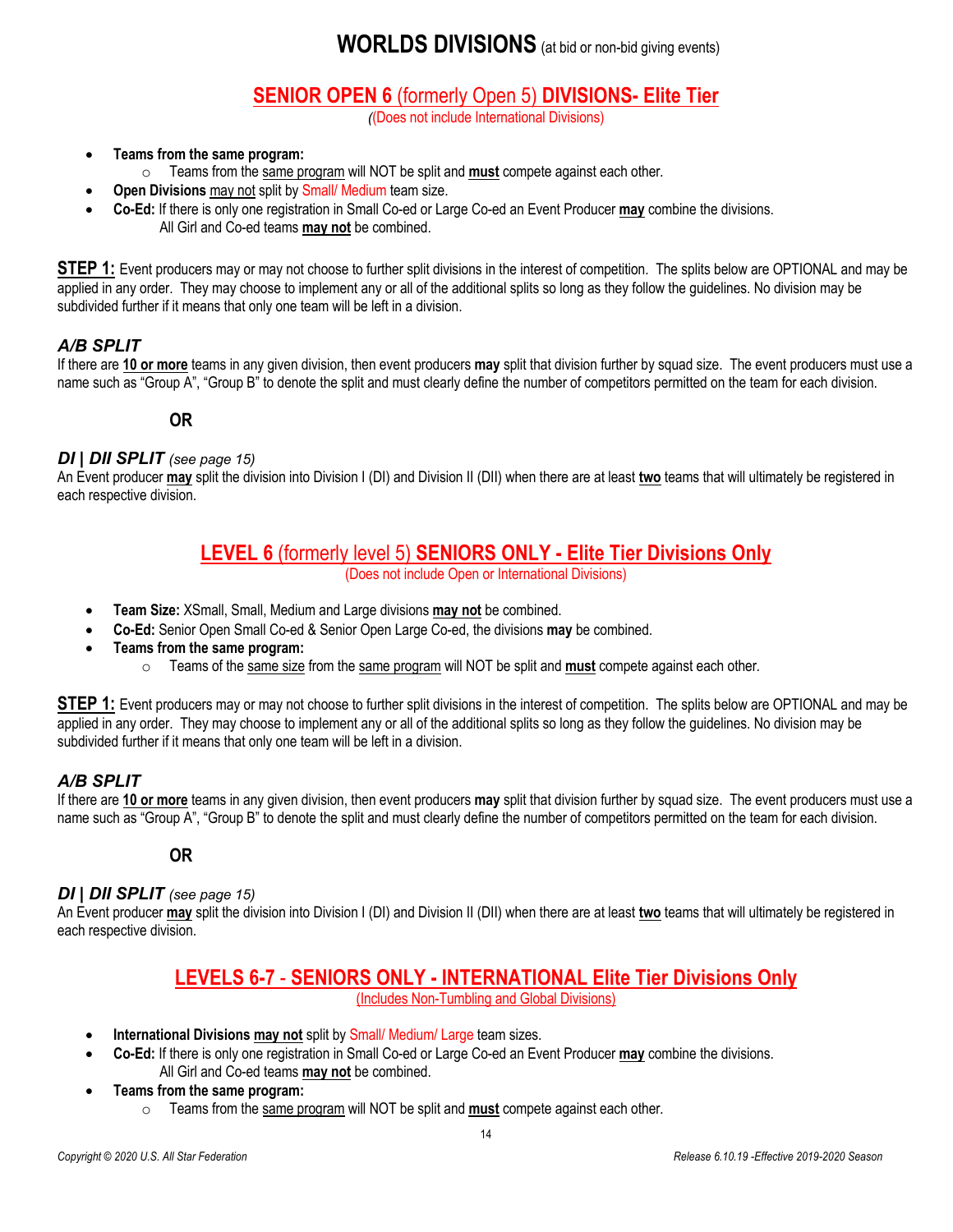# WORLDS DIVISIONS (at bid or non-bid giving events)

## SENIOR OPEN 6 (formerly Open 5) DIVISIONS- Elite Tier

((Does not include International Divisions)

- **Teams from the same program:**
  - Teams from the same program will NOT be split and **must** compete against each other.
- **Open Divisions** may not split by Small/ Medium team size.
- **Co-Ed:** If there is only one registration in Small Co-ed or Large Co-ed an Event Producer **may** combine the divisions. All Girl and Co-ed teams **may not** be combined.

**STEP 1:** Event producers may or may not choose to further split divisions in the interest of competition. The splits below are OPTIONAL and may be applied in any order. They may choose to implement any or all of the additional splits so long as they follow the guidelines. No division may be subdivided further if it means that only one team will be left in a division.

### *A/B SPLIT*

If there are **10 or more** teams in any given division, then event producers **may** split that division further by squad size. The event producers must use a name such as "Group A", "Group B" to denote the split and must clearly define the number of competitors permitted on the team for each division.

**OR**

### *DI | DII SPLIT (see page 15)*

An Event producer **may** split the division into Division I (DI) and Division II (DII) when there are at least **two** teams that will ultimately be registered in each respective division.

## LEVEL 6 (formerly level 5) SENIORS ONLY - Elite Tier Divisions Only

(Does not include Open or International Divisions)

- **Team Size:** XSmall, Small, Medium and Large divisions **may not** be combined.
- **Co-Ed:** Senior Open Small Co-ed & Senior Open Large Co-ed, the divisions **may** be combined.
- **Teams from the same program:**
  - Teams of the same size from the same program will NOT be split and **must** compete against each other.

**STEP 1:** Event producers may or may not choose to further split divisions in the interest of competition. The splits below are OPTIONAL and may be applied in any order. They may choose to implement any or all of the additional splits so long as they follow the guidelines. No division may be subdivided further if it means that only one team will be left in a division.

### *A/B SPLIT*

If there are **10 or more** teams in any given division, then event producers **may** split that division further by squad size. The event producers must use a name such as "Group A", "Group B" to denote the split and must clearly define the number of competitors permitted on the team for each division.

**OR**

### *DI | DII SPLIT (see page 15)*

An Event producer **may** split the division into Division I (DI) and Division II (DII) when there are at least **two** teams that will ultimately be registered in each respective division.

## LEVELS 6-7 - SENIORS ONLY - INTERNATIONAL Elite Tier Divisions Only

(Includes Non-Tumbling and Global Divisions)

- **International Divisions may not** split by Small/ Medium/ Large team sizes.
- **Co-Ed:** If there is only one registration in Small Co-ed or Large Co-ed an Event Producer **may** combine the divisions. All Girl and Co-ed teams **may not** be combined.
- **Teams from the same program:**
  - Teams from the same program will NOT be split and **must** compete against each other.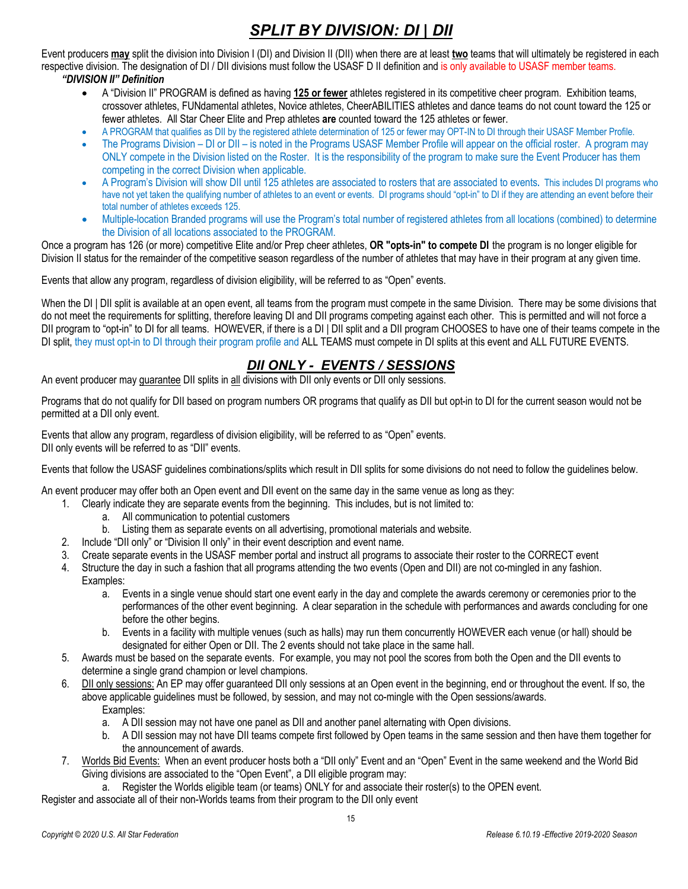# *SPLIT BY DIVISION: DI | DII*

Event producers **may** split the division into Division I (DI) and Division II (DII) when there are at least **two** teams that will ultimately be registered in each respective division. The designation of DI / DII divisions must follow the USASF D II definition and is only available to USASF member teams.

***"DIVISION II" Definition***

- A "Division II" PROGRAM is defined as having **125 or fewer** athletes registered in its competitive cheer program. Exhibition teams, crossover athletes, FUNdamental athletes, Novice athletes, CheerABILITIES athletes and dance teams do not count toward the 125 or fewer athletes. All Star Cheer Elite and Prep athletes **are** counted toward the 125 athletes or fewer.
- A PROGRAM that qualifies as DII by the registered athlete determination of 125 or fewer may OPT-IN to DI through their USASF Member Profile.
- The Programs Division – DI or DII – is noted in the Programs USASF Member Profile will appear on the official roster. A program may ONLY compete in the Division listed on the Roster. It is the responsibility of the program to make sure the Event Producer has them competing in the correct Division when applicable.
- A Program's Division will show DII until 125 athletes are associated to rosters that are associated to events. This includes DI programs who have not yet taken the qualifying number of athletes to an event or events. DI programs should "opt-in" to DI if they are attending an event before their total number of athletes exceeds 125.
- Multiple-location Branded programs will use the Program's total number of registered athletes from all locations (combined) to determine the Division of all locations associated to the PROGRAM.

Once a program has 126 (or more) competitive Elite and/or Prep cheer athletes, **OR "opts-in" to compete DI** the program is no longer eligible for Division II status for the remainder of the competitive season regardless of the number of athletes that may have in their program at any given time.

Events that allow any program, regardless of division eligibility, will be referred to as "Open" events.

When the DI | DII split is available at an open event, all teams from the program must compete in the same Division. There may be some divisions that do not meet the requirements for splitting, therefore leaving DI and DII programs competing against each other. This is permitted and will not force a DII program to "opt-in" to DI for all teams. HOWEVER, if there is a DI | DII split and a DII program CHOOSES to have one of their teams compete in the DI split, they must opt-in to DI through their program profile and ALL TEAMS must compete in DI splits at this event and ALL FUTURE EVENTS.

## *DII ONLY - EVENTS / SESSIONS*

An event producer may guarantee DII splits in all divisions with DII only events or DII only sessions.

Programs that do not qualify for DII based on program numbers OR programs that qualify as DII but opt-in to DI for the current season would not be permitted at a DII only event.

Events that allow any program, regardless of division eligibility, will be referred to as "Open" events.
DII only events will be referred to as "DII" events.

Events that follow the USASF guidelines combinations/splits which result in DII splits for some divisions do not need to follow the guidelines below.

An event producer may offer both an Open event and DII event on the same day in the same venue as long as they:

1. Clearly indicate they are separate events from the beginning. This includes, but is not limited to:
    a. All communication to potential customers
    b. Listing them as separate events on all advertising, promotional materials and website.
2. Include "DII only" or "Division II only" in their event description and event name.
3. Create separate events in the USASF member portal and instruct all programs to associate their roster to the CORRECT event
4. Structure the day in such a fashion that all programs attending the two events (Open and DII) are not co-mingled in any fashion. Examples:
    a. Events in a single venue should start one event early in the day and complete the awards ceremony or ceremonies prior to the performances of the other event beginning. A clear separation in the schedule with performances and awards concluding for one before the other begins.
    b. Events in a facility with multiple venues (such as halls) may run them concurrently HOWEVER each venue (or hall) should be designated for either Open or DII. The 2 events should not take place in the same hall.
5. Awards must be based on the separate events. For example, you may not pool the scores from both the Open and the DII events to determine a single grand champion or level champions.
6. DII only sessions: An EP may offer guaranteed DII only sessions at an Open event in the beginning, end or throughout the event. If so, the above applicable guidelines must be followed, by session, and may not co-mingle with the Open sessions/awards.
    Examples:
    a. A DII session may not have one panel as DII and another panel alternating with Open divisions.
    b. A DII session may not have DII teams compete first followed by Open teams in the same session and then have them together for the announcement of awards.
7. Worlds Bid Events: When an event producer hosts both a "DII only" Event and an "Open" Event in the same weekend and the World Bid Giving divisions are associated to the "Open Event", a DII eligible program may:
    a. Register the Worlds eligible team (or teams) ONLY for and associate their roster(s) to the OPEN event.

Register and associate all of their non-Worlds teams from their program to the DII only event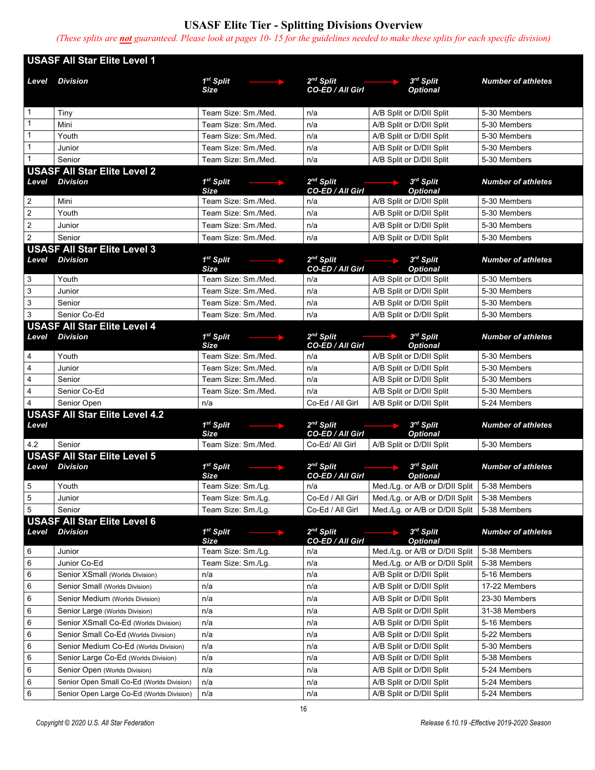# USASF Elite Tier - Splitting Divisions Overview

*(These splits are **not** guaranteed. Please look at pages 10- 15 for the guidelines needed to make these splits for each specific division)*

## USASF All Star Elite Level 1

| Level | Division | 1st Split Size | 2nd Split CO-ED / All Girl | 3rd Split Optional | Number of athletes |
|---|---|---|---|---|---|
| 1 | Tiny | Team Size: Sm./Med. | n/a | A/B Split or D/DII Split | 5-30 Members |
| 1 | Mini | Team Size: Sm./Med. | n/a | A/B Split or D/DII Split | 5-30 Members |
| 1 | Youth | Team Size: Sm./Med. | n/a | A/B Split or D/DII Split | 5-30 Members |
| 1 | Junior | Team Size: Sm./Med. | n/a | A/B Split or D/DII Split | 5-30 Members |
| 1 | Senior | Team Size: Sm./Med. | n/a | A/B Split or D/DII Split | 5-30 Members |

## USASF All Star Elite Level 2

| Level | Division | 1st Split Size | 2nd Split CO-ED / All Girl | 3rd Split Optional | Number of athletes |
|---|---|---|---|---|---|
| 2 | Mini | Team Size: Sm./Med. | n/a | A/B Split or D/DII Split | 5-30 Members |
| 2 | Youth | Team Size: Sm./Med. | n/a | A/B Split or D/DII Split | 5-30 Members |
| 2 | Junior | Team Size: Sm./Med. | n/a | A/B Split or D/DII Split | 5-30 Members |
| 2 | Senior | Team Size: Sm./Med. | n/a | A/B Split or D/DII Split | 5-30 Members |

## USASF All Star Elite Level 3

| Level | Division | 1st Split Size | 2nd Split CO-ED / All Girl | 3rd Split Optional | Number of athletes |
|---|---|---|---|---|---|
| 3 | Youth | Team Size: Sm./Med. | n/a | A/B Split or D/DII Split | 5-30 Members |
| 3 | Junior | Team Size: Sm./Med. | n/a | A/B Split or D/DII Split | 5-30 Members |
| 3 | Senior | Team Size: Sm./Med. | n/a | A/B Split or D/DII Split | 5-30 Members |
| 3 | Senior Co-Ed | Team Size: Sm./Med. | n/a | A/B Split or D/DII Split | 5-30 Members |

## USASF All Star Elite Level 4

| Level | Division | 1st Split Size | 2nd Split CO-ED / All Girl | 3rd Split Optional | Number of athletes |
|---|---|---|---|---|---|
| 4 | Youth | Team Size: Sm./Med. | n/a | A/B Split or D/DII Split | 5-30 Members |
| 4 | Junior | Team Size: Sm./Med. | n/a | A/B Split or D/DII Split | 5-30 Members |
| 4 | Senior | Team Size: Sm./Med. | n/a | A/B Split or D/DII Split | 5-30 Members |
| 4 | Senior Co-Ed | Team Size: Sm./Med. | n/a | A/B Split or D/DII Split | 5-30 Members |
| 4 | Senior Open | n/a | Co-Ed / All Girl | A/B Split or D/DII Split | 5-24 Members |

## USASF All Star Elite Level 4.2

| Level | | 1st Split Size | 2nd Split CO-ED / All Girl | 3rd Split Optional | Number of athletes |
|---|---|---|---|---|---|
| 4.2 | Senior | Team Size: Sm./Med. | Co-Ed/ All Girl | A/B Split or D/DII Split | 5-30 Members |

## USASF All Star Elite Level 5

| Level | Division | 1st Split Size | 2nd Split CO-ED / All Girl | 3rd Split Optional | Number of athletes |
|---|---|---|---|---|---|
| 5 | Youth | Team Size: Sm./Lg. | n/a | Med./Lg. or A/B or D/DII Split | 5-38 Members |
| 5 | Junior | Team Size: Sm./Lg. | Co-Ed / All Girl | Med./Lg. or A/B or D/DII Split | 5-38 Members |
| 5 | Senior | Team Size: Sm./Lg. | Co-Ed / All Girl | Med./Lg. or A/B or D/DII Split | 5-38 Members |

## USASF All Star Elite Level 6

| Level | Division | 1st Split Size | 2nd Split CO-ED / All Girl | 3rd Split Optional | Number of athletes |
|---|---|---|---|---|---|
| 6 | Junior | Team Size: Sm./Lg. | n/a | Med./Lg. or A/B or D/DII Split | 5-38 Members |
| 6 | Junior Co-Ed | Team Size: Sm./Lg. | n/a | Med./Lg. or A/B or D/DII Split | 5-38 Members |
| 6 | Senior XSmall (Worlds Division) | n/a | n/a | A/B Split or D/DII Split | 5-16 Members |
| 6 | Senior Small (Worlds Division) | n/a | n/a | A/B Split or D/DII Split | 17-22 Members |
| 6 | Senior Medium (Worlds Division) | n/a | n/a | A/B Split or D/DII Split | 23-30 Members |
| 6 | Senior Large (Worlds Division) | n/a | n/a | A/B Split or D/DII Split | 31-38 Members |
| 6 | Senior XSmall Co-Ed (Worlds Division) | n/a | n/a | A/B Split or D/DII Split | 5-16 Members |
| 6 | Senior Small Co-Ed (Worlds Division) | n/a | n/a | A/B Split or D/DII Split | 5-22 Members |
| 6 | Senior Medium Co-Ed (Worlds Division) | n/a | n/a | A/B Split or D/DII Split | 5-30 Members |
| 6 | Senior Large Co-Ed (Worlds Division) | n/a | n/a | A/B Split or D/DII Split | 5-38 Members |
| 6 | Senior Open (Worlds Division) | n/a | n/a | A/B Split or D/DII Split | 5-24 Members |
| 6 | Senior Open Small Co-Ed (Worlds Division) | n/a | n/a | A/B Split or D/DII Split | 5-24 Members |
| 6 | Senior Open Large Co-Ed (Worlds Division) | n/a | n/a | A/B Split or D/DII Split | 5-24 Members |

*Copyright © 2020 U.S. All Star Federation*

*Release 6.10.19 -Effective 2019-2020 Season*